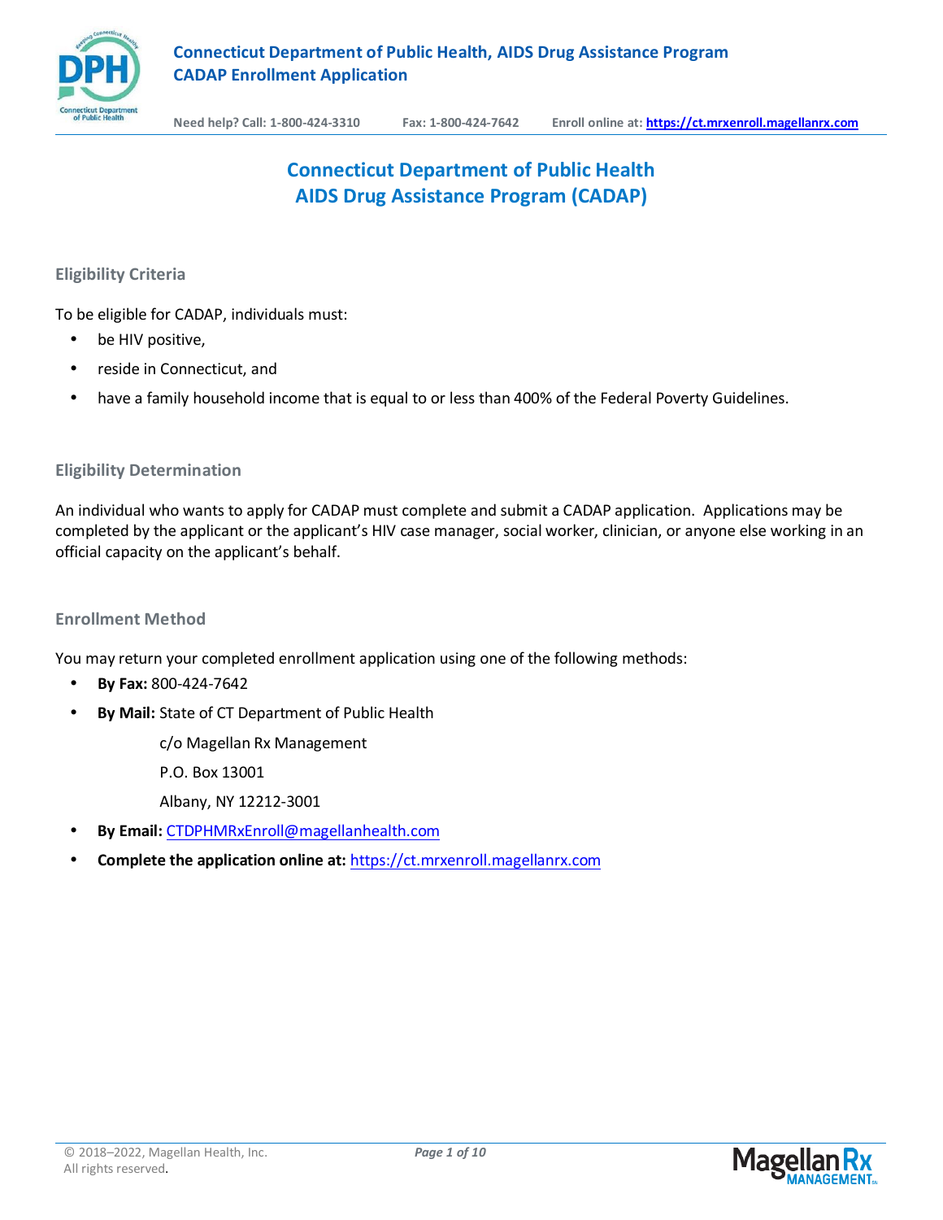# Connecticut Department of Public Health
# AIDS Drug Assistance Program (CADAP)

## Eligibility Criteria

To be eligible for CADAP, individuals must:

- be HIV positive,
- reside in Connecticut, and
- have a family household income that is equal to or less than 400% of the Federal Poverty Guidelines.

## Eligibility Determination

An individual who wants to apply for CADAP must complete and submit a CADAP application. Applications may be completed by the applicant or the applicant's HIV case manager, social worker, clinician, or anyone else working in an official capacity on the applicant's behalf.

## Enrollment Method

You may return your completed enrollment application using one of the following methods:

- **By Fax:** 800-424-7642
- **By Mail:** State of CT Department of Public Health

  c/o Magellan Rx Management

  P.O. Box 13001

  Albany, NY 12212-3001
- **By Email:** CTDPHMRxEnroll@magellanhealth.com
- **Complete the application online at:** https://ct.mrxenroll.magellanrx.com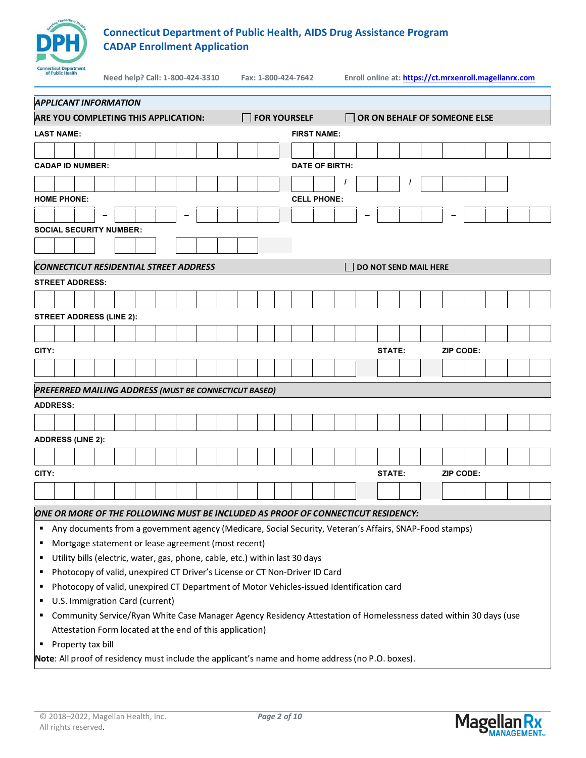# Connecticut Department of Public Health, AIDS Drug Assistance Program
## CADAP Enrollment Application

Need help? Call: 1-800-424-3310  Fax: 1-800-424-7642  Enroll online at: https://ct.mrxenroll.magellanrx.com

### *APPLICANT INFORMATION*

**ARE YOU COMPLETING THIS APPLICATION:** ☐ **FOR YOURSELF** ☐ **OR ON BEHALF OF SOMEONE ELSE**

**LAST NAME:**

**FIRST NAME:**

**CADAP ID NUMBER:**

**DATE OF BIRTH:** / /

**HOME PHONE:** – –

**CELL PHONE:** – –

**SOCIAL SECURITY NUMBER:**

### *CONNECTICUT RESIDENTIAL STREET ADDRESS*

☐ **DO NOT SEND MAIL HERE**

**STREET ADDRESS:**

**STREET ADDRESS (LINE 2):**

**CITY:**

**STATE:**

**ZIP CODE:**

### *PREFERRED MAILING ADDRESS (MUST BE CONNECTICUT BASED)*

**ADDRESS:**

**ADDRESS (LINE 2):**

**CITY:**

**STATE:**

**ZIP CODE:**

### *ONE OR MORE OF THE FOLLOWING MUST BE INCLUDED AS PROOF OF CONNECTICUT RESIDENCY:*

- Any documents from a government agency (Medicare, Social Security, Veteran's Affairs, SNAP-Food stamps)
- Mortgage statement or lease agreement (most recent)
- Utility bills (electric, water, gas, phone, cable, etc.) within last 30 days
- Photocopy of valid, unexpired CT Driver's License or CT Non-Driver ID Card
- Photocopy of valid, unexpired CT Department of Motor Vehicles-issued Identification card
- U.S. Immigration Card (current)
- Community Service/Ryan White Case Manager Agency Residency Attestation of Homelessness dated within 30 days (use Attestation Form located at the end of this application)
- Property tax bill

**Note**: All proof of residency must include the applicant's name and home address (no P.O. boxes).

© 2018–2022, Magellan Health, Inc.
All rights reserved.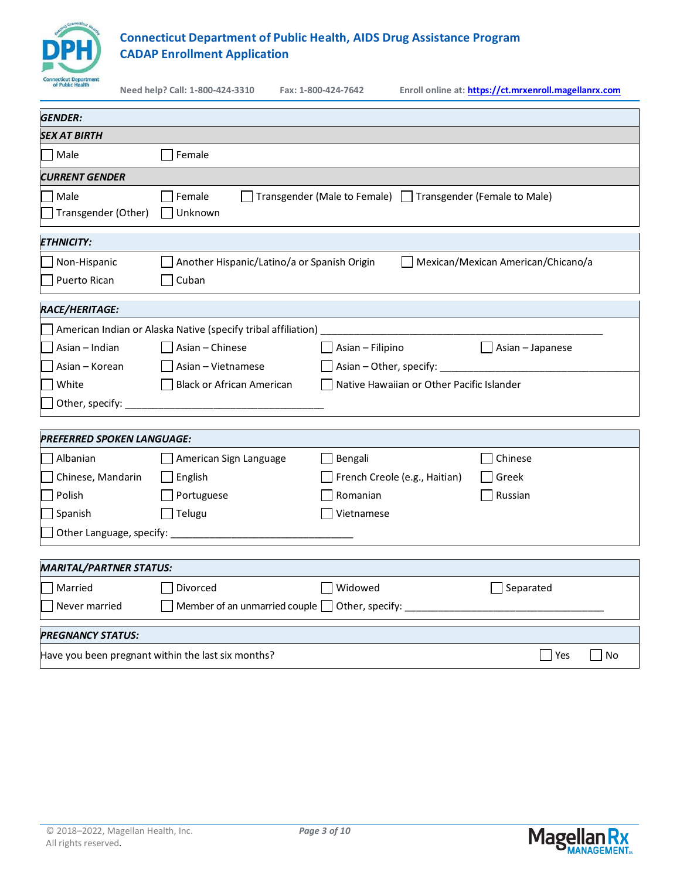# Connecticut Department of Public Health, AIDS Drug Assistance Program
## CADAP Enrollment Application

**Need help? Call: 1-800-424-3310** **Fax: 1-800-424-7642** **Enroll online at: https://ct.mrxenroll.magellanrx.com**

### *GENDER:*

***SEX AT BIRTH***

☐ Male ☐ Female

***CURRENT GENDER***

☐ Male ☐ Female ☐ Transgender (Male to Female) ☐ Transgender (Female to Male)
☐ Transgender (Other) ☐ Unknown

### *ETHNICITY:*

☐ Non-Hispanic ☐ Another Hispanic/Latino/a or Spanish Origin ☐ Mexican/Mexican American/Chicano/a
☐ Puerto Rican ☐ Cuban

### *RACE/HERITAGE:*

☐ American Indian or Alaska Native (specify tribal affiliation) ______________________________________________
☐ Asian – Indian ☐ Asian – Chinese ☐ Asian – Filipino ☐ Asian – Japanese
☐ Asian – Korean ☐ Asian – Vietnamese ☐ Asian – Other, specify: ___________________________________
☐ White ☐ Black or African American ☐ Native Hawaiian or Other Pacific Islander
☐ Other, specify: _________________________________

### *PREFERRED SPOKEN LANGUAGE:*

☐ Albanian ☐ American Sign Language ☐ Bengali ☐ Chinese
☐ Chinese, Mandarin ☐ English ☐ French Creole (e.g., Haitian) ☐ Greek
☐ Polish ☐ Portuguese ☐ Romanian ☐ Russian
☐ Spanish ☐ Telugu ☐ Vietnamese
☐ Other Language, specify: ______________________________

### *MARITAL/PARTNER STATUS:*

☐ Married ☐ Divorced ☐ Widowed ☐ Separated
☐ Never married ☐ Member of an unmarried couple ☐ Other, specify: ___________________________________

### *PREGNANCY STATUS:*

Have you been pregnant within the last six months? ☐ Yes ☐ No

© 2018–2022, Magellan Health, Inc.
All rights reserved.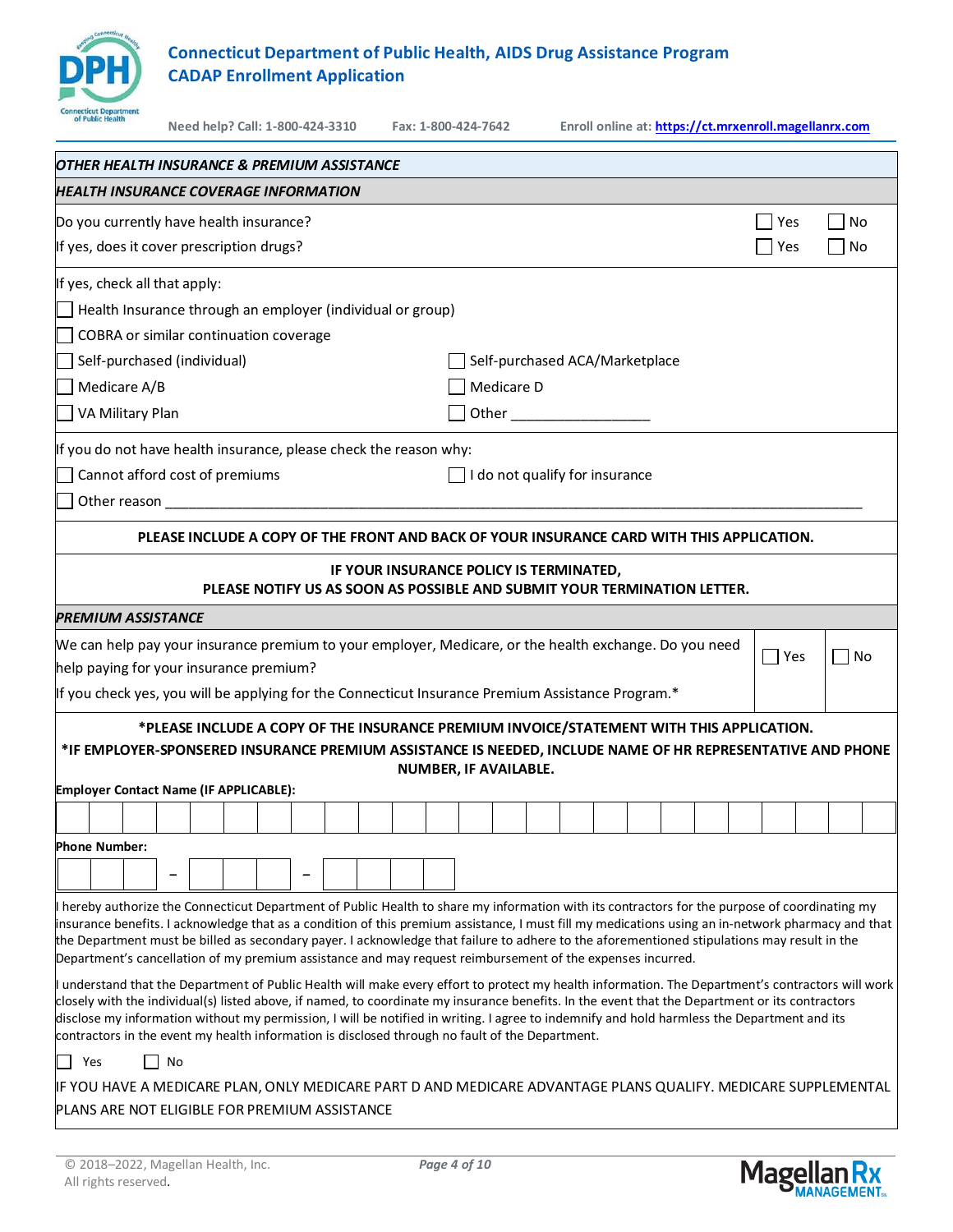# Connecticut Department of Public Health, AIDS Drug Assistance Program
## CADAP Enrollment Application

Need help? Call: 1-800-424-3310 Fax: 1-800-424-7642 Enroll online at: https://ct.mrxenroll.magellanrx.com

### *OTHER HEALTH INSURANCE & PREMIUM ASSISTANCE*

### *HEALTH INSURANCE COVERAGE INFORMATION*

Do you currently have health insurance? ☐ Yes ☐ No

If yes, does it cover prescription drugs? ☐ Yes ☐ No

If yes, check all that apply:

- ☐ Health Insurance through an employer (individual or group)
- ☐ COBRA or similar continuation coverage
- ☐ Self-purchased (individual)
- ☐ Self-purchased ACA/Marketplace
- ☐ Medicare A/B
- ☐ Medicare D
- ☐ VA Military Plan
- ☐ Other ________________

If you do not have health insurance, please check the reason why:

- ☐ Cannot afford cost of premiums
- ☐ I do not qualify for insurance
- ☐ Other reason ________________________________________________

**PLEASE INCLUDE A COPY OF THE FRONT AND BACK OF YOUR INSURANCE CARD WITH THIS APPLICATION.**

**IF YOUR INSURANCE POLICY IS TERMINATED, PLEASE NOTIFY US AS SOON AS POSSIBLE AND SUBMIT YOUR TERMINATION LETTER.**

### *PREMIUM ASSISTANCE*

We can help pay your insurance premium to your employer, Medicare, or the health exchange. Do you need help paying for your insurance premium? ☐ Yes ☐ No

If you check yes, you will be applying for the Connecticut Insurance Premium Assistance Program.*

**\*PLEASE INCLUDE A COPY OF THE INSURANCE PREMIUM INVOICE/STATEMENT WITH THIS APPLICATION.**

**\*IF EMPLOYER-SPONSERED INSURANCE PREMIUM ASSISTANCE IS NEEDED, INCLUDE NAME OF HR REPRESENTATIVE AND PHONE NUMBER, IF AVAILABLE.**

**Employer Contact Name (IF APPLICABLE):** ________________________________

**Phone Number:** ___ ___ ___ – ___ ___ ___ – ___ ___ ___ ___

I hereby authorize the Connecticut Department of Public Health to share my information with its contractors for the purpose of coordinating my insurance benefits. I acknowledge that as a condition of this premium assistance, I must fill my medications using an in-network pharmacy and that the Department must be billed as secondary payer. I acknowledge that failure to adhere to the aforementioned stipulations may result in the Department's cancellation of my premium assistance and may request reimbursement of the expenses incurred.

I understand that the Department of Public Health will make every effort to protect my health information. The Department's contractors will work closely with the individual(s) listed above, if named, to coordinate my insurance benefits. In the event that the Department or its contractors disclose my information without my permission, I will be notified in writing. I agree to indemnify and hold harmless the Department and its contractors in the event my health information is disclosed through no fault of the Department.

☐ Yes ☐ No

IF YOU HAVE A MEDICARE PLAN, ONLY MEDICARE PART D AND MEDICARE ADVANTAGE PLANS QUALIFY. MEDICARE SUPPLEMENTAL PLANS ARE NOT ELIGIBLE FOR PREMIUM ASSISTANCE

© 2018–2022, Magellan Health, Inc. All rights reserved.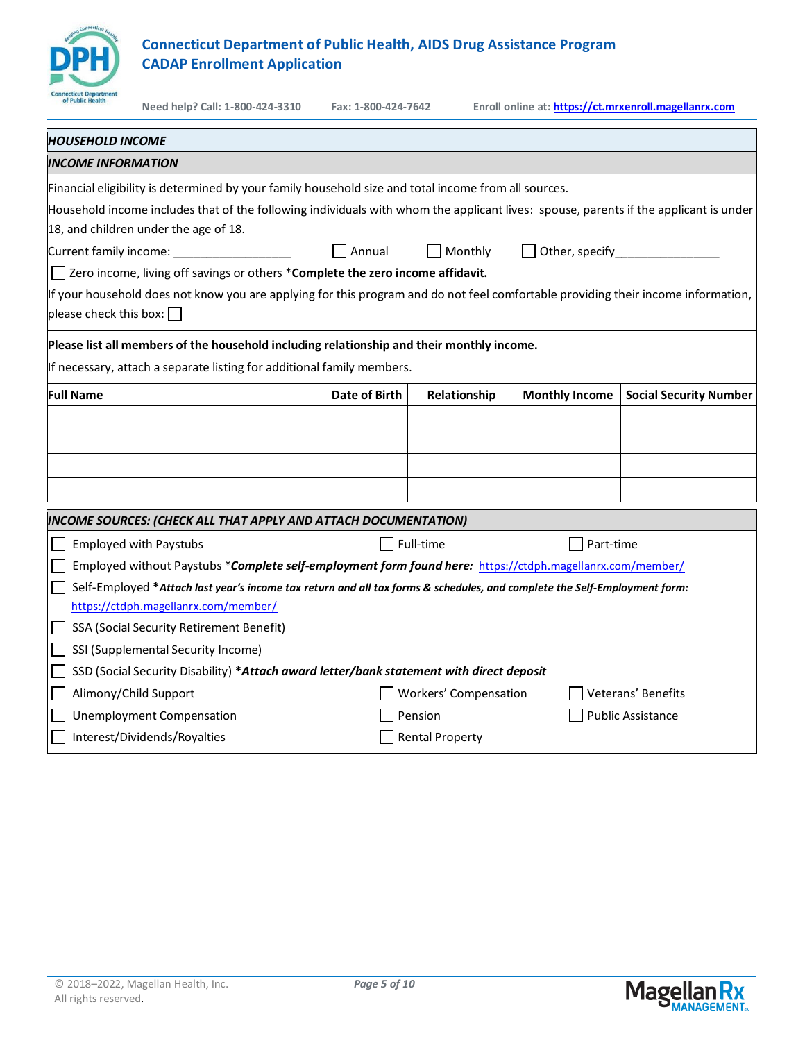# Connecticut Department of Public Health, AIDS Drug Assistance Program
## CADAP Enrollment Application

**Need help? Call: 1-800-424-3310** **Fax: 1-800-424-7642** **Enroll online at: https://ct.mrxenroll.magellanrx.com**

### *HOUSEHOLD INCOME*

### *INCOME INFORMATION*

Financial eligibility is determined by your family household size and total income from all sources.

Household income includes that of the following individuals with whom the applicant lives: spouse, parents if the applicant is under 18, and children under the age of 18.

Current family income: ________________ ☐ Annual ☐ Monthly ☐ Other, specify_______________

☐ Zero income, living off savings or others ***Complete the zero income affidavit.**

If your household does not know you are applying for this program and do not feel comfortable providing their income information, please check this box: ☐

**Please list all members of the household including relationship and their monthly income.**

If necessary, attach a separate listing for additional family members.

| Full Name | Date of Birth | Relationship | Monthly Income | Social Security Number |
|---|---|---|---|---|
| | | | | |
| | | | | |
| | | | | |
| | | | | |

### *INCOME SOURCES: (CHECK ALL THAT APPLY AND ATTACH DOCUMENTATION)*

☐ Employed with Paystubs ☐ Full-time ☐ Part-time

☐ Employed without Paystubs ****Complete self-employment form found here:*** https://ctdph.magellanrx.com/member/

☐ Self-Employed ****Attach last year's income tax return and all tax forms & schedules, and complete the Self-Employment form:*** https://ctdph.magellanrx.com/member/

☐ SSA (Social Security Retirement Benefit)

☐ SSI (Supplemental Security Income)

☐ SSD (Social Security Disability) ****Attach award letter/bank statement with direct deposit***

☐ Alimony/Child Support ☐ Workers' Compensation ☐ Veterans' Benefits

☐ Unemployment Compensation ☐ Pension ☐ Public Assistance

☐ Interest/Dividends/Royalties ☐ Rental Property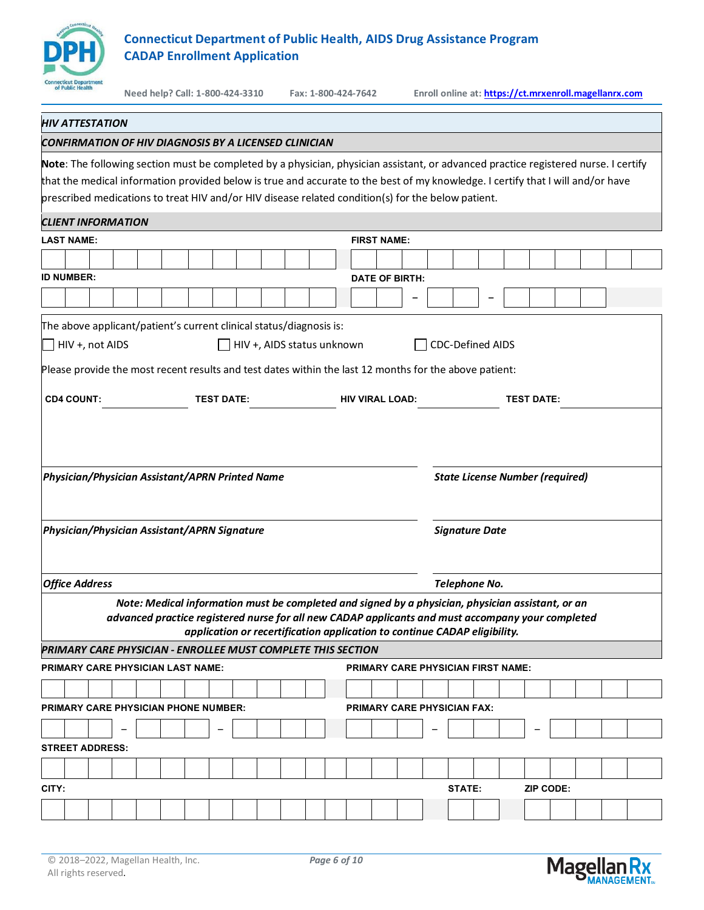# Connecticut Department of Public Health, AIDS Drug Assistance Program
## CADAP Enrollment Application

Need help? Call: 1-800-424-3310 Fax: 1-800-424-7642 Enroll online at: https://ct.mrxenroll.magellanrx.com

## *HIV ATTESTATION*

### *CONFIRMATION OF HIV DIAGNOSIS BY A LICENSED CLINICIAN*

**Note**: The following section must be completed by a physician, physician assistant, or advanced practice registered nurse. I certify that the medical information provided below is true and accurate to the best of my knowledge. I certify that I will and/or have prescribed medications to treat HIV and/or HIV disease related condition(s) for the below patient.

### *CLIENT INFORMATION*

**LAST NAME:** ______________________ **FIRST NAME:** ______________________

**ID NUMBER:** ______________________ **DATE OF BIRTH:** ____ – ____ – ________

The above applicant/patient's current clinical status/diagnosis is:

☐ HIV +, not AIDS ☐ HIV +, AIDS status unknown ☐ CDC-Defined AIDS

Please provide the most recent results and test dates within the last 12 months for the above patient:

**CD4 COUNT:** __________ **TEST DATE:** __________ **HIV VIRAL LOAD:** __________ **TEST DATE:** __________

| | |
|---|---|
| *Physician/Physician Assistant/APRN Printed Name* | *State License Number (required)* |
| *Physician/Physician Assistant/APRN Signature* | *Signature Date* |
| *Office Address* | *Telephone No.* |

***Note: Medical information must be completed and signed by a physician, physician assistant, or an advanced practice registered nurse for all new CADAP applicants and must accompany your completed application or recertification application to continue CADAP eligibility.***

### *PRIMARY CARE PHYSICIAN - ENROLLEE MUST COMPLETE THIS SECTION*

**PRIMARY CARE PHYSICIAN LAST NAME:** ______________________ **PRIMARY CARE PHYSICIAN FIRST NAME:** ______________________

**PRIMARY CARE PHYSICIAN PHONE NUMBER:** ____ – ____ – ________ **PRIMARY CARE PHYSICIAN FAX:** ____ – ____ – ________

**STREET ADDRESS:** ______________________

**CITY:** ______________________ **STATE:** ____ **ZIP CODE:** ________

© 2018–2022, Magellan Health, Inc.
All rights reserved.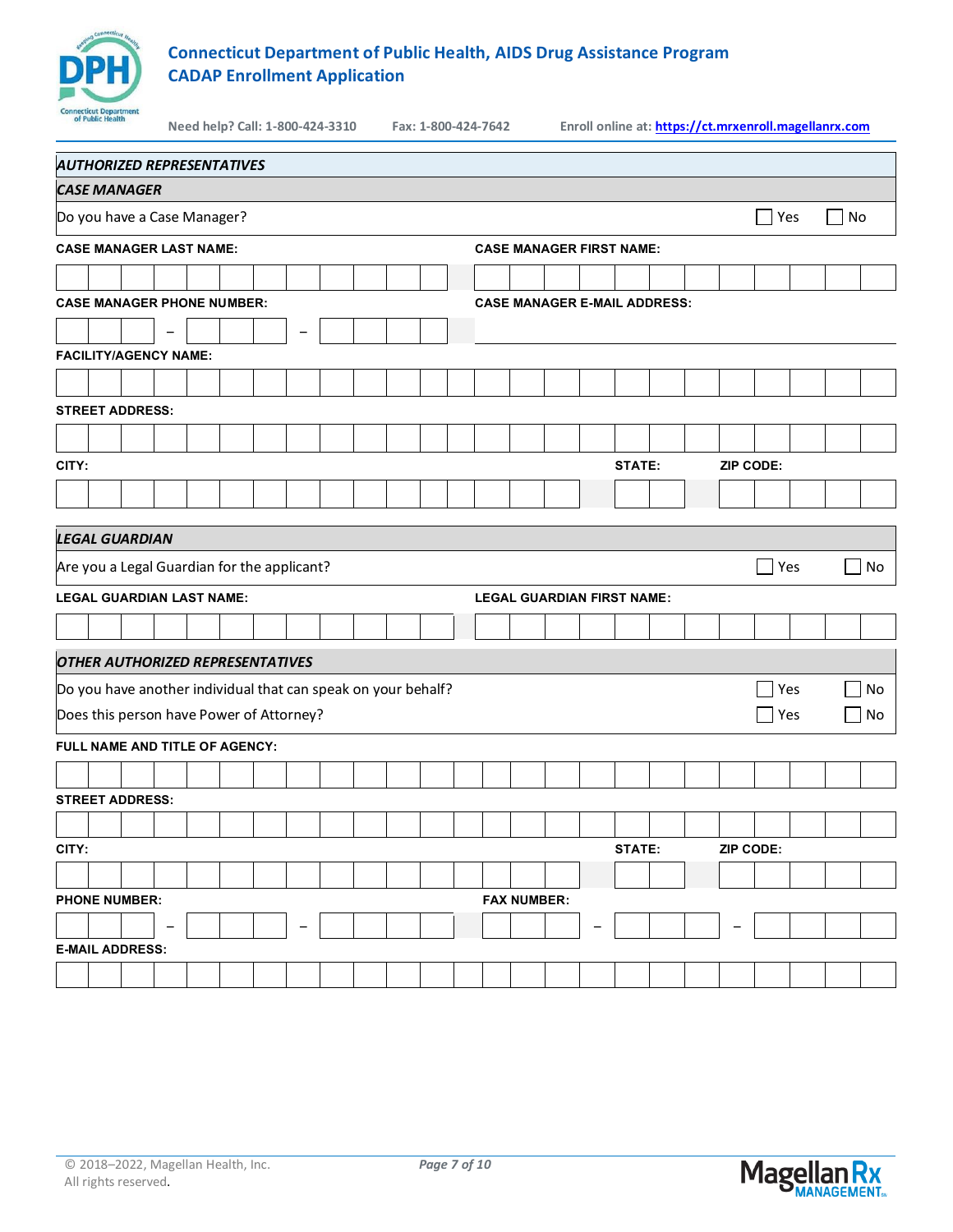# Connecticut Department of Public Health, AIDS Drug Assistance Program
## CADAP Enrollment Application

Need help? Call: 1-800-424-3310 Fax: 1-800-424-7642 Enroll online at: https://ct.mrxenroll.magellanrx.com

### *AUTHORIZED REPRESENTATIVES*

#### *CASE MANAGER*

Do you have a Case Manager? ☐ Yes ☐ No

**CASE MANAGER LAST NAME:** **CASE MANAGER FIRST NAME:**

**CASE MANAGER PHONE NUMBER:** – – **CASE MANAGER E-MAIL ADDRESS:**

**FACILITY/AGENCY NAME:**

**STREET ADDRESS:**

**CITY:** **STATE:** **ZIP CODE:**

#### *LEGAL GUARDIAN*

Are you a Legal Guardian for the applicant? ☐ Yes ☐ No

**LEGAL GUARDIAN LAST NAME:** **LEGAL GUARDIAN FIRST NAME:**

#### *OTHER AUTHORIZED REPRESENTATIVES*

Do you have another individual that can speak on your behalf? ☐ Yes ☐ No

Does this person have Power of Attorney? ☐ Yes ☐ No

**FULL NAME AND TITLE OF AGENCY:**

**STREET ADDRESS:**

**CITY:** **STATE:** **ZIP CODE:**

**PHONE NUMBER:** – – **FAX NUMBER:** – –

**E-MAIL ADDRESS:**

© 2018–2022, Magellan Health, Inc.
All rights reserved.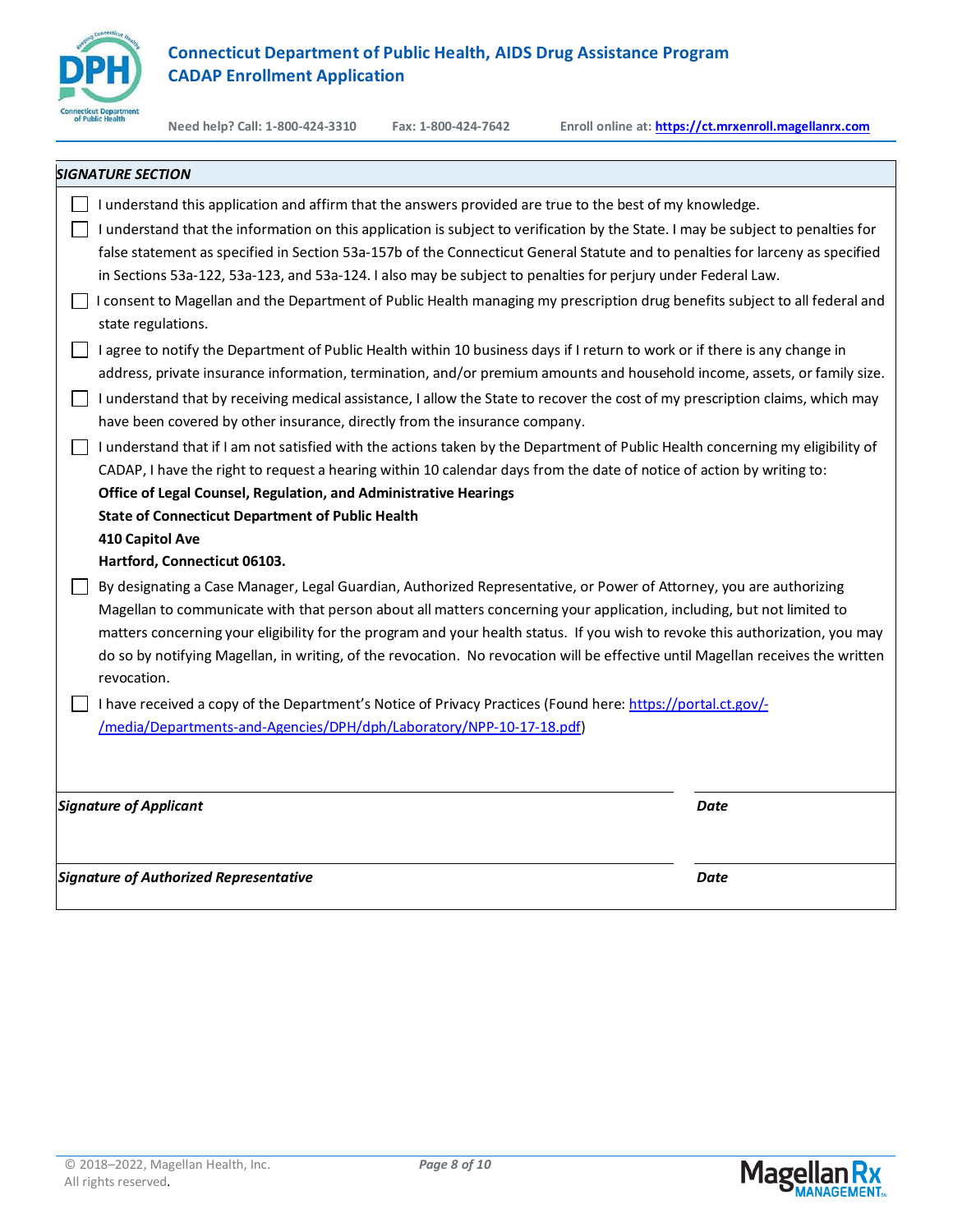## *SIGNATURE SECTION*

- ☐ I understand this application and affirm that the answers provided are true to the best of my knowledge.
- ☐ I understand that the information on this application is subject to verification by the State. I may be subject to penalties for false statement as specified in Section 53a-157b of the Connecticut General Statute and to penalties for larceny as specified in Sections 53a-122, 53a-123, and 53a-124. I also may be subject to penalties for perjury under Federal Law.
- ☐ I consent to Magellan and the Department of Public Health managing my prescription drug benefits subject to all federal and state regulations.
- ☐ I agree to notify the Department of Public Health within 10 business days if I return to work or if there is any change in address, private insurance information, termination, and/or premium amounts and household income, assets, or family size.
- ☐ I understand that by receiving medical assistance, I allow the State to recover the cost of my prescription claims, which may have been covered by other insurance, directly from the insurance company.
- ☐ I understand that if I am not satisfied with the actions taken by the Department of Public Health concerning my eligibility of CADAP, I have the right to request a hearing within 10 calendar days from the date of notice of action by writing to:
  **Office of Legal Counsel, Regulation, and Administrative Hearings**
  **State of Connecticut Department of Public Health**
  **410 Capitol Ave**
  **Hartford, Connecticut 06103.**
- ☐ By designating a Case Manager, Legal Guardian, Authorized Representative, or Power of Attorney, you are authorizing Magellan to communicate with that person about all matters concerning your application, including, but not limited to matters concerning your eligibility for the program and your health status. If you wish to revoke this authorization, you may do so by notifying Magellan, in writing, of the revocation. No revocation will be effective until Magellan receives the written revocation.
- ☐ I have received a copy of the Department's Notice of Privacy Practices (Found here: https://portal.ct.gov/-/media/Departments-and-Agencies/DPH/dph/Laboratory/NPP-10-17-18.pdf)

| *Signature of Applicant* | *Date* |
|---|---|
| | |

| *Signature of Authorized Representative* | *Date* |
|---|---|
| | |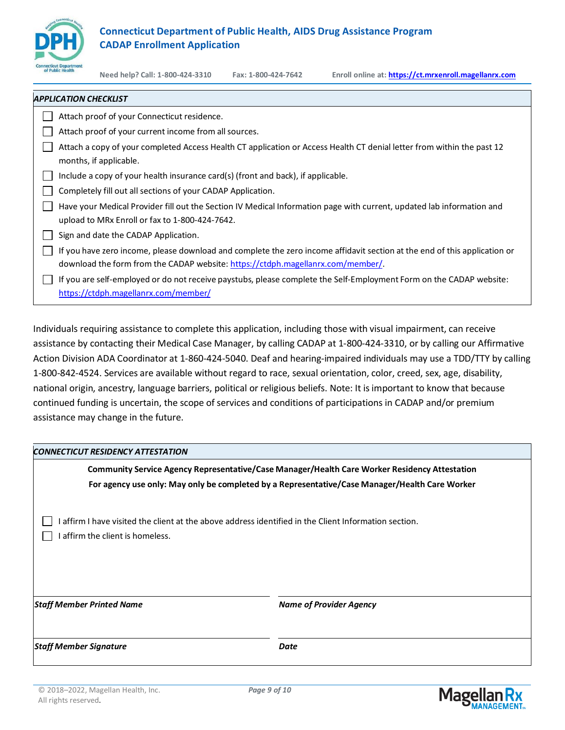# Connecticut Department of Public Health, AIDS Drug Assistance Program
## CADAP Enrollment Application

Need help? Call: 1-800-424-3310 Fax: 1-800-424-7642 Enroll online at: **https://ct.mrxenroll.magellanrx.com**

### *APPLICATION CHECKLIST*

- ☐ Attach proof of your Connecticut residence.
- ☐ Attach proof of your current income from all sources.
- ☐ Attach a copy of your completed Access Health CT application or Access Health CT denial letter from within the past 12 months, if applicable.
- ☐ Include a copy of your health insurance card(s) (front and back), if applicable.
- ☐ Completely fill out all sections of your CADAP Application.
- ☐ Have your Medical Provider fill out the Section IV Medical Information page with current, updated lab information and upload to MRx Enroll or fax to 1-800-424-7642.
- ☐ Sign and date the CADAP Application.
- ☐ If you have zero income, please download and complete the zero income affidavit section at the end of this application or download the form from the CADAP website: https://ctdph.magellanrx.com/member/.
- ☐ If you are self-employed or do not receive paystubs, please complete the Self-Employment Form on the CADAP website: https://ctdph.magellanrx.com/member/

Individuals requiring assistance to complete this application, including those with visual impairment, can receive assistance by contacting their Medical Case Manager, by calling CADAP at 1-800-424-3310, or by calling our Affirmative Action Division ADA Coordinator at 1-860-424-5040. Deaf and hearing-impaired individuals may use a TDD/TTY by calling 1-800-842-4524. Services are available without regard to race, sexual orientation, color, creed, sex, age, disability, national origin, ancestry, language barriers, political or religious beliefs. Note: It is important to know that because continued funding is uncertain, the scope of services and conditions of participations in CADAP and/or premium assistance may change in the future.

### *CONNECTICUT RESIDENCY ATTESTATION*

**Community Service Agency Representative/Case Manager/Health Care Worker Residency Attestation**

**For agency use only: May only be completed by a Representative/Case Manager/Health Care Worker**

- ☐ I affirm I have visited the client at the above address identified in the Client Information section.
- ☐ I affirm the client is homeless.

| ***Staff Member Printed Name*** | ***Name of Provider Agency*** |
|---|---|
| ***Staff Member Signature*** | ***Date*** |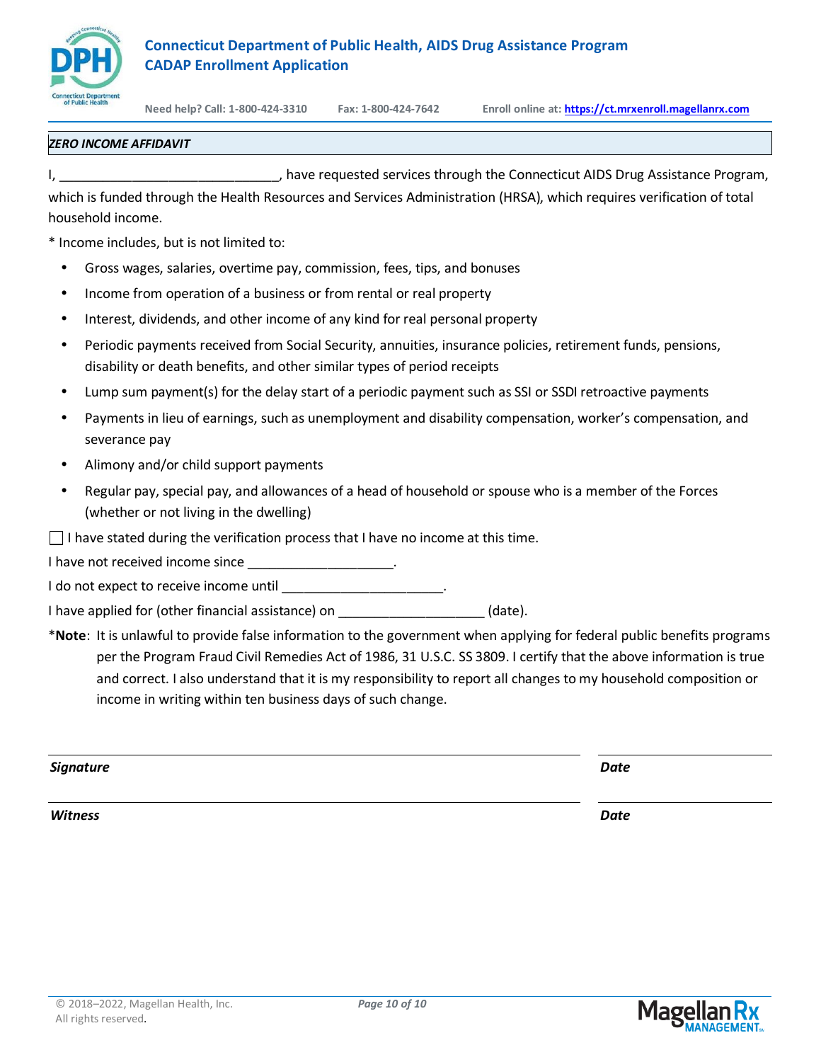## ZERO INCOME AFFIDAVIT

I, ______________________________, have requested services through the Connecticut AIDS Drug Assistance Program, which is funded through the Health Resources and Services Administration (HRSA), which requires verification of total household income.

* Income includes, but is not limited to:

- Gross wages, salaries, overtime pay, commission, fees, tips, and bonuses
- Income from operation of a business or from rental or real property
- Interest, dividends, and other income of any kind for real personal property
- Periodic payments received from Social Security, annuities, insurance policies, retirement funds, pensions, disability or death benefits, and other similar types of period receipts
- Lump sum payment(s) for the delay start of a periodic payment such as SSI or SSDI retroactive payments
- Payments in lieu of earnings, such as unemployment and disability compensation, worker's compensation, and severance pay
- Alimony and/or child support payments
- Regular pay, special pay, and allowances of a head of household or spouse who is a member of the Forces (whether or not living in the dwelling)

☐ I have stated during the verification process that I have no income at this time.

I have not received income since ____________________.

I do not expect to receive income until ______________________.

I have applied for (other financial assistance) on ____________________ (date).

***Note**: It is unlawful to provide false information to the government when applying for federal public benefits programs per the Program Fraud Civil Remedies Act of 1986, 31 U.S.C. SS 3809. I certify that the above information is true and correct. I also understand that it is my responsibility to report all changes to my household composition or income in writing within ten business days of such change.

| | |
|---|---|
| ***Signature*** | ***Date*** |
| ***Witness*** | ***Date*** |

© 2018–2022, Magellan Health, Inc.
All rights reserved.